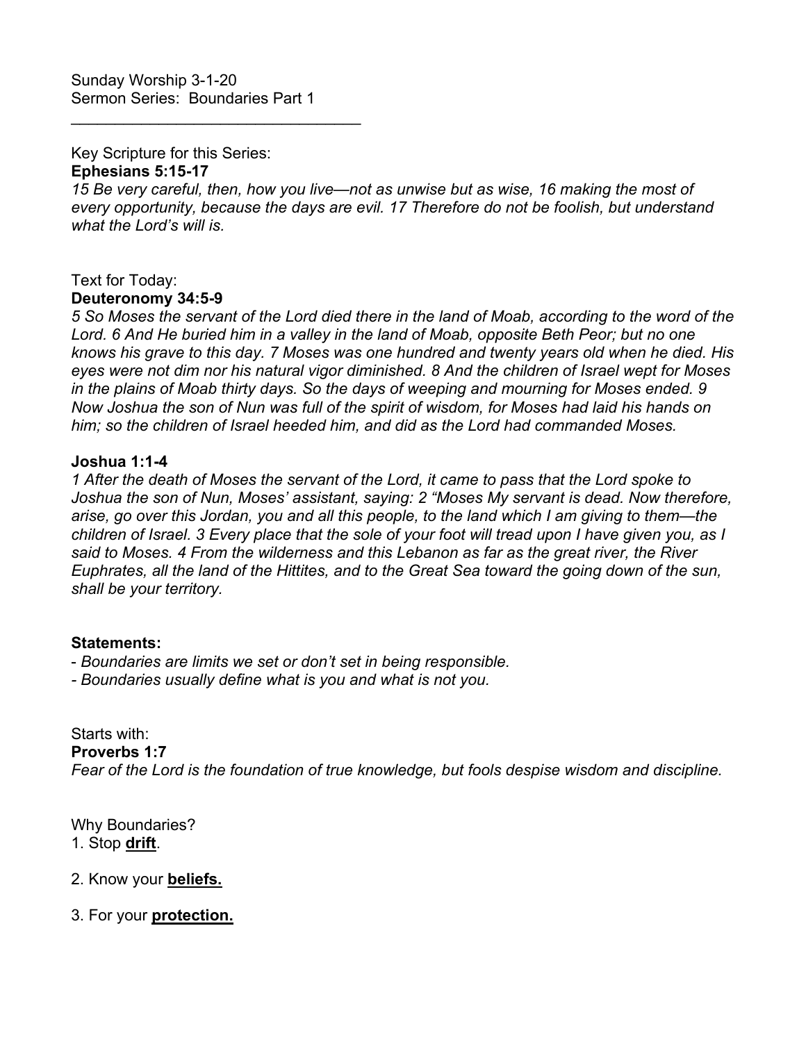Sunday Worship 3-1-20
Sermon Series: Boundaries Part 1

---

Key Scripture for this Series:
**Ephesians 5:15-17**
*15 Be very careful, then, how you live—not as unwise but as wise, 16 making the most of every opportunity, because the days are evil. 17 Therefore do not be foolish, but understand what the Lord's will is.*

Text for Today:
**Deuteronomy 34:5-9**
*5 So Moses the servant of the Lord died there in the land of Moab, according to the word of the Lord. 6 And He buried him in a valley in the land of Moab, opposite Beth Peor; but no one knows his grave to this day. 7 Moses was one hundred and twenty years old when he died. His eyes were not dim nor his natural vigor diminished. 8 And the children of Israel wept for Moses in the plains of Moab thirty days. So the days of weeping and mourning for Moses ended. 9 Now Joshua the son of Nun was full of the spirit of wisdom, for Moses had laid his hands on him; so the children of Israel heeded him, and did as the Lord had commanded Moses.*

**Joshua 1:1-4**
*1 After the death of Moses the servant of the Lord, it came to pass that the Lord spoke to Joshua the son of Nun, Moses' assistant, saying: 2 "Moses My servant is dead. Now therefore, arise, go over this Jordan, you and all this people, to the land which I am giving to them—the children of Israel. 3 Every place that the sole of your foot will tread upon I have given you, as I said to Moses. 4 From the wilderness and this Lebanon as far as the great river, the River Euphrates, all the land of the Hittites, and to the Great Sea toward the going down of the sun, shall be your territory.*

**Statements:**
- *Boundaries are limits we set or don't set in being responsible.*
- *Boundaries usually define what is you and what is not you.*

Starts with:
**Proverbs 1:7**
*Fear of the Lord is the foundation of true knowledge, but fools despise wisdom and discipline.*

Why Boundaries?
1. Stop **drift**.

2. Know your **beliefs.**

3. For your **protection.**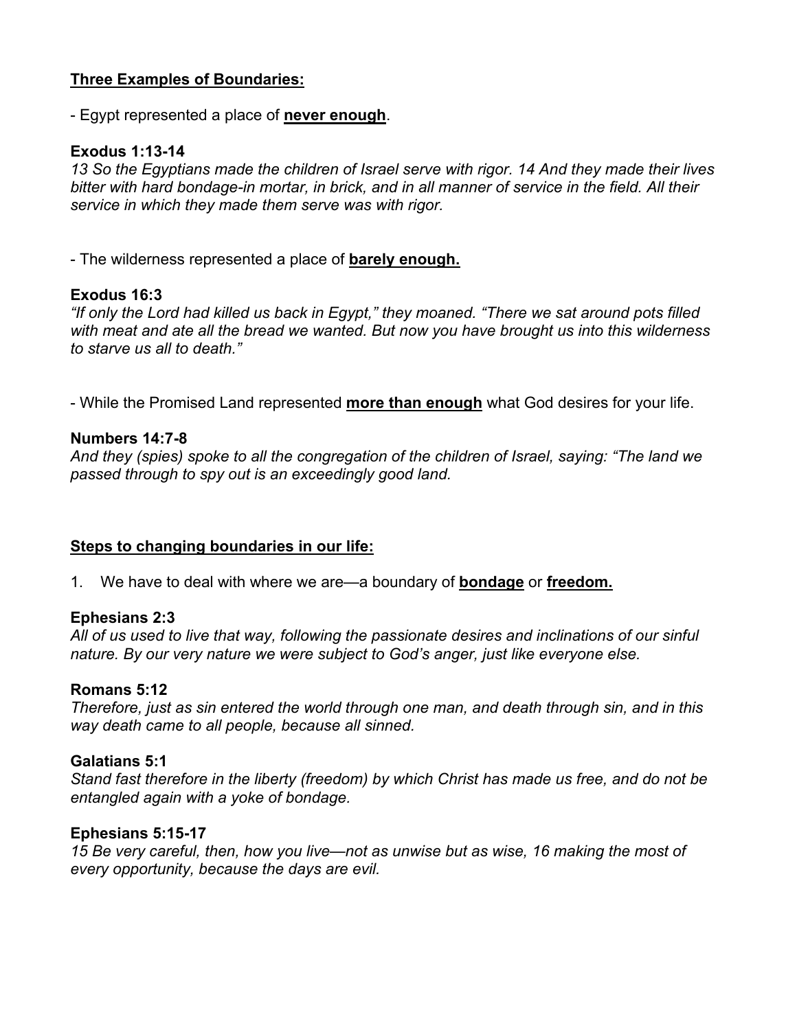**<u>Three Examples of Boundaries:</u>**

- Egypt represented a place of **<u>never enough</u>**.

**Exodus 1:13-14**

*13 So the Egyptians made the children of Israel serve with rigor. 14 And they made their lives bitter with hard bondage-in mortar, in brick, and in all manner of service in the field. All their service in which they made them serve was with rigor.*

- The wilderness represented a place of **<u>barely enough.</u>**

**Exodus 16:3**

*"If only the Lord had killed us back in Egypt," they moaned. "There we sat around pots filled with meat and ate all the bread we wanted. But now you have brought us into this wilderness to starve us all to death."*

- While the Promised Land represented **<u>more than enough</u>** what God desires for your life.

**Numbers 14:7-8**

*And they (spies) spoke to all the congregation of the children of Israel, saying: "The land we passed through to spy out is an exceedingly good land.*

**<u>Steps to changing boundaries in our life:</u>**

1. We have to deal with where we are—a boundary of **<u>bondage</u>** or **<u>freedom.</u>**

**Ephesians 2:3**

*All of us used to live that way, following the passionate desires and inclinations of our sinful nature. By our very nature we were subject to God's anger, just like everyone else.*

**Romans 5:12**

*Therefore, just as sin entered the world through one man, and death through sin, and in this way death came to all people, because all sinned.*

**Galatians 5:1**

*Stand fast therefore in the liberty (freedom) by which Christ has made us free, and do not be entangled again with a yoke of bondage.*

**Ephesians 5:15-17**

*15 Be very careful, then, how you live—not as unwise but as wise, 16 making the most of every opportunity, because the days are evil.*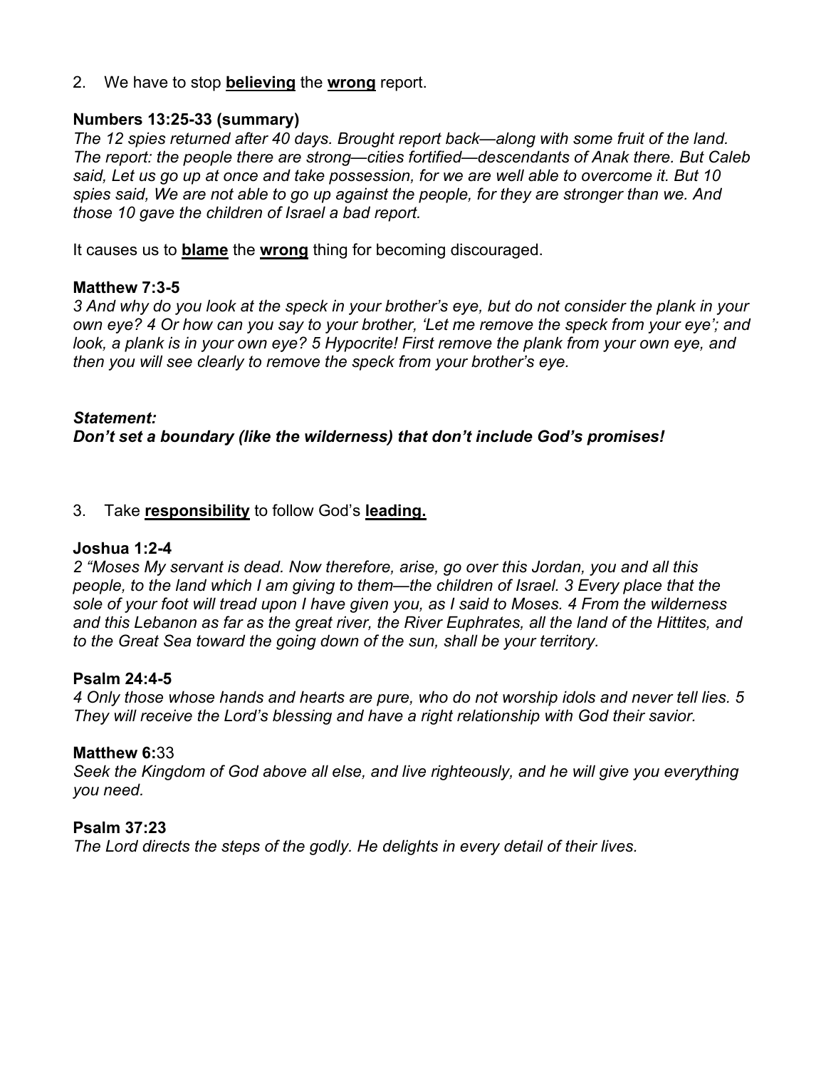2. We have to stop **believing** the **wrong** report.

**Numbers 13:25-33 (summary)**
*The 12 spies returned after 40 days. Brought report back—along with some fruit of the land. The report: the people there are strong—cities fortified—descendants of Anak there. But Caleb said, Let us go up at once and take possession, for we are well able to overcome it. But 10 spies said, We are not able to go up against the people, for they are stronger than we. And those 10 gave the children of Israel a bad report.*

It causes us to **blame** the **wrong** thing for becoming discouraged.

**Matthew 7:3-5**
*3 And why do you look at the speck in your brother's eye, but do not consider the plank in your own eye? 4 Or how can you say to your brother, 'Let me remove the speck from your eye'; and look, a plank is in your own eye? 5 Hypocrite! First remove the plank from your own eye, and then you will see clearly to remove the speck from your brother's eye.*

***Statement:***
***Don't set a boundary (like the wilderness) that don't include God's promises!***

3. Take **responsibility** to follow God's **leading.**

**Joshua 1:2-4**
*2 "Moses My servant is dead. Now therefore, arise, go over this Jordan, you and all this people, to the land which I am giving to them—the children of Israel. 3 Every place that the sole of your foot will tread upon I have given you, as I said to Moses. 4 From the wilderness and this Lebanon as far as the great river, the River Euphrates, all the land of the Hittites, and to the Great Sea toward the going down of the sun, shall be your territory.*

**Psalm 24:4-5**
*4 Only those whose hands and hearts are pure, who do not worship idols and never tell lies. 5 They will receive the Lord's blessing and have a right relationship with God their savior.*

**Matthew 6:**33
*Seek the Kingdom of God above all else, and live righteously, and he will give you everything you need.*

**Psalm 37:23**
*The Lord directs the steps of the godly. He delights in every detail of their lives.*